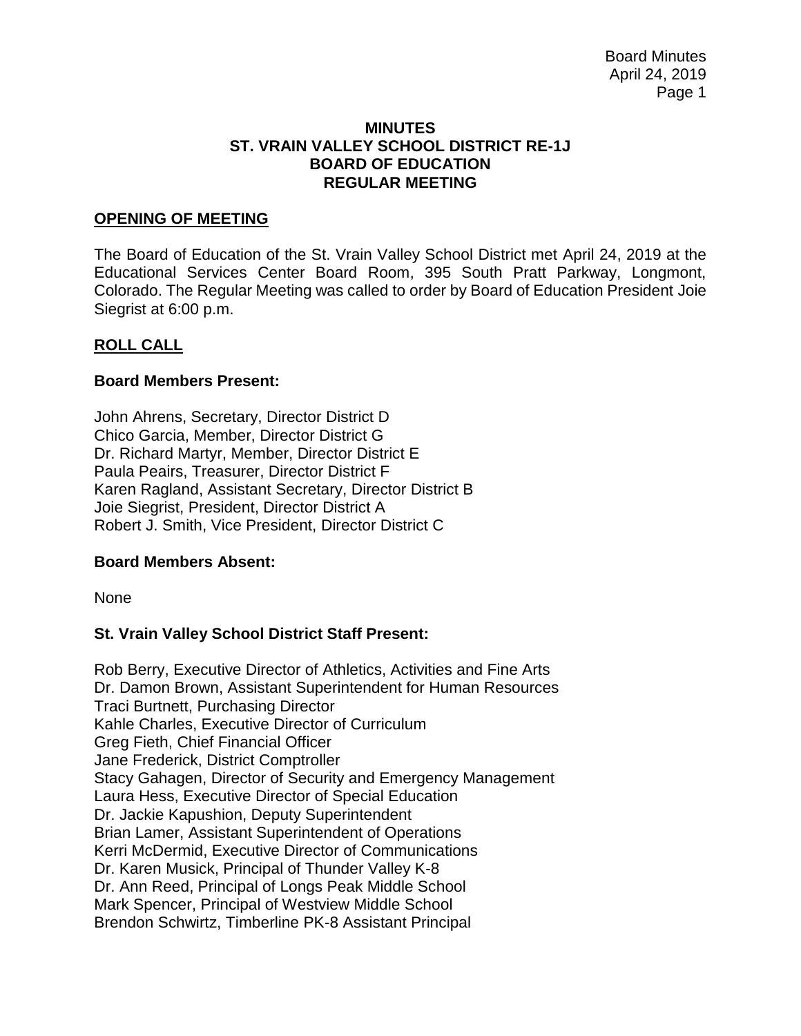# MINUTES
# ST. VRAIN VALLEY SCHOOL DISTRICT RE-1J
# BOARD OF EDUCATION
# REGULAR MEETING

## OPENING OF MEETING

The Board of Education of the St. Vrain Valley School District met April 24, 2019 at the Educational Services Center Board Room, 395 South Pratt Parkway, Longmont, Colorado. The Regular Meeting was called to order by Board of Education President Joie Siegrist at 6:00 p.m.

## ROLL CALL

### Board Members Present:

John Ahrens, Secretary, Director District D
Chico Garcia, Member, Director District G
Dr. Richard Martyr, Member, Director District E
Paula Peairs, Treasurer, Director District F
Karen Ragland, Assistant Secretary, Director District B
Joie Siegrist, President, Director District A
Robert J. Smith, Vice President, Director District C

### Board Members Absent:

None

### St. Vrain Valley School District Staff Present:

Rob Berry, Executive Director of Athletics, Activities and Fine Arts
Dr. Damon Brown, Assistant Superintendent for Human Resources
Traci Burtnett, Purchasing Director
Kahle Charles, Executive Director of Curriculum
Greg Fieth, Chief Financial Officer
Jane Frederick, District Comptroller
Stacy Gahagen, Director of Security and Emergency Management
Laura Hess, Executive Director of Special Education
Dr. Jackie Kapushion, Deputy Superintendent
Brian Lamer, Assistant Superintendent of Operations
Kerri McDermid, Executive Director of Communications
Dr. Karen Musick, Principal of Thunder Valley K-8
Dr. Ann Reed, Principal of Longs Peak Middle School
Mark Spencer, Principal of Westview Middle School
Brendon Schwirtz, Timberline PK-8 Assistant Principal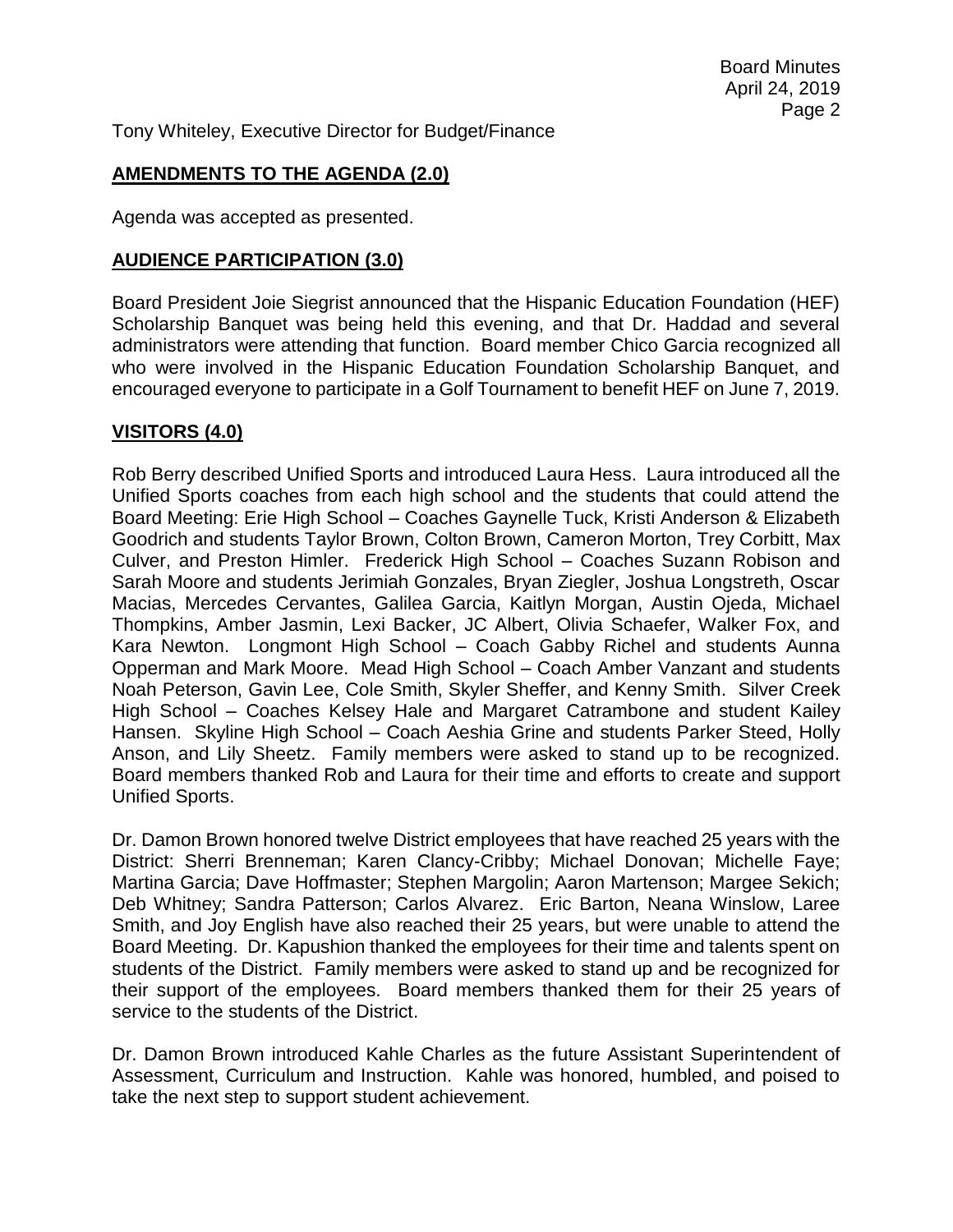Tony Whiteley, Executive Director for Budget/Finance

## AMENDMENTS TO THE AGENDA (2.0)

Agenda was accepted as presented.

## AUDIENCE PARTICIPATION (3.0)

Board President Joie Siegrist announced that the Hispanic Education Foundation (HEF) Scholarship Banquet was being held this evening, and that Dr. Haddad and several administrators were attending that function. Board member Chico Garcia recognized all who were involved in the Hispanic Education Foundation Scholarship Banquet, and encouraged everyone to participate in a Golf Tournament to benefit HEF on June 7, 2019.

## VISITORS (4.0)

Rob Berry described Unified Sports and introduced Laura Hess. Laura introduced all the Unified Sports coaches from each high school and the students that could attend the Board Meeting: Erie High School – Coaches Gaynelle Tuck, Kristi Anderson & Elizabeth Goodrich and students Taylor Brown, Colton Brown, Cameron Morton, Trey Corbitt, Max Culver, and Preston Himler. Frederick High School – Coaches Suzann Robison and Sarah Moore and students Jerimiah Gonzales, Bryan Ziegler, Joshua Longstreth, Oscar Macias, Mercedes Cervantes, Galilea Garcia, Kaitlyn Morgan, Austin Ojeda, Michael Thompkins, Amber Jasmin, Lexi Backer, JC Albert, Olivia Schaefer, Walker Fox, and Kara Newton. Longmont High School – Coach Gabby Richel and students Aunna Opperman and Mark Moore. Mead High School – Coach Amber Vanzant and students Noah Peterson, Gavin Lee, Cole Smith, Skyler Sheffer, and Kenny Smith. Silver Creek High School – Coaches Kelsey Hale and Margaret Catrambone and student Kailey Hansen. Skyline High School – Coach Aeshia Grine and students Parker Steed, Holly Anson, and Lily Sheetz. Family members were asked to stand up to be recognized. Board members thanked Rob and Laura for their time and efforts to create and support Unified Sports.

Dr. Damon Brown honored twelve District employees that have reached 25 years with the District: Sherri Brenneman; Karen Clancy-Cribby; Michael Donovan; Michelle Faye; Martina Garcia; Dave Hoffmaster; Stephen Margolin; Aaron Martenson; Margee Sekich; Deb Whitney; Sandra Patterson; Carlos Alvarez. Eric Barton, Neana Winslow, Laree Smith, and Joy English have also reached their 25 years, but were unable to attend the Board Meeting. Dr. Kapushion thanked the employees for their time and talents spent on students of the District. Family members were asked to stand up and be recognized for their support of the employees. Board members thanked them for their 25 years of service to the students of the District.

Dr. Damon Brown introduced Kahle Charles as the future Assistant Superintendent of Assessment, Curriculum and Instruction. Kahle was honored, humbled, and poised to take the next step to support student achievement.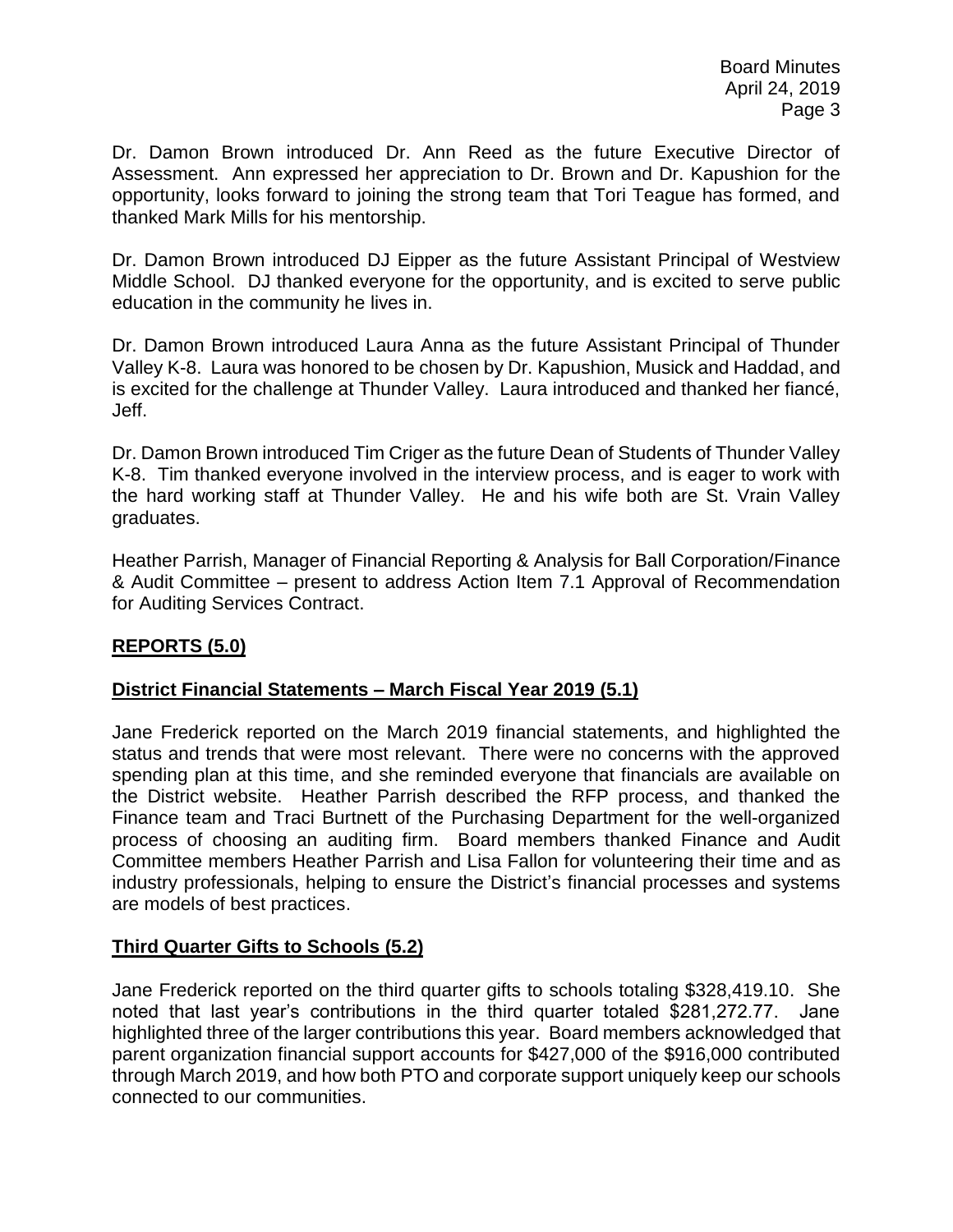Dr. Damon Brown introduced Dr. Ann Reed as the future Executive Director of Assessment. Ann expressed her appreciation to Dr. Brown and Dr. Kapushion for the opportunity, looks forward to joining the strong team that Tori Teague has formed, and thanked Mark Mills for his mentorship.

Dr. Damon Brown introduced DJ Eipper as the future Assistant Principal of Westview Middle School. DJ thanked everyone for the opportunity, and is excited to serve public education in the community he lives in.

Dr. Damon Brown introduced Laura Anna as the future Assistant Principal of Thunder Valley K-8. Laura was honored to be chosen by Dr. Kapushion, Musick and Haddad, and is excited for the challenge at Thunder Valley. Laura introduced and thanked her fiancé, Jeff.

Dr. Damon Brown introduced Tim Criger as the future Dean of Students of Thunder Valley K-8. Tim thanked everyone involved in the interview process, and is eager to work with the hard working staff at Thunder Valley. He and his wife both are St. Vrain Valley graduates.

Heather Parrish, Manager of Financial Reporting & Analysis for Ball Corporation/Finance & Audit Committee – present to address Action Item 7.1 Approval of Recommendation for Auditing Services Contract.

## **REPORTS (5.0)**

### **District Financial Statements – March Fiscal Year 2019 (5.1)**

Jane Frederick reported on the March 2019 financial statements, and highlighted the status and trends that were most relevant. There were no concerns with the approved spending plan at this time, and she reminded everyone that financials are available on the District website. Heather Parrish described the RFP process, and thanked the Finance team and Traci Burtnett of the Purchasing Department for the well-organized process of choosing an auditing firm. Board members thanked Finance and Audit Committee members Heather Parrish and Lisa Fallon for volunteering their time and as industry professionals, helping to ensure the District's financial processes and systems are models of best practices.

### **Third Quarter Gifts to Schools (5.2)**

Jane Frederick reported on the third quarter gifts to schools totaling $328,419.10. She noted that last year's contributions in the third quarter totaled $281,272.77. Jane highlighted three of the larger contributions this year. Board members acknowledged that parent organization financial support accounts for $427,000 of the $916,000 contributed through March 2019, and how both PTO and corporate support uniquely keep our schools connected to our communities.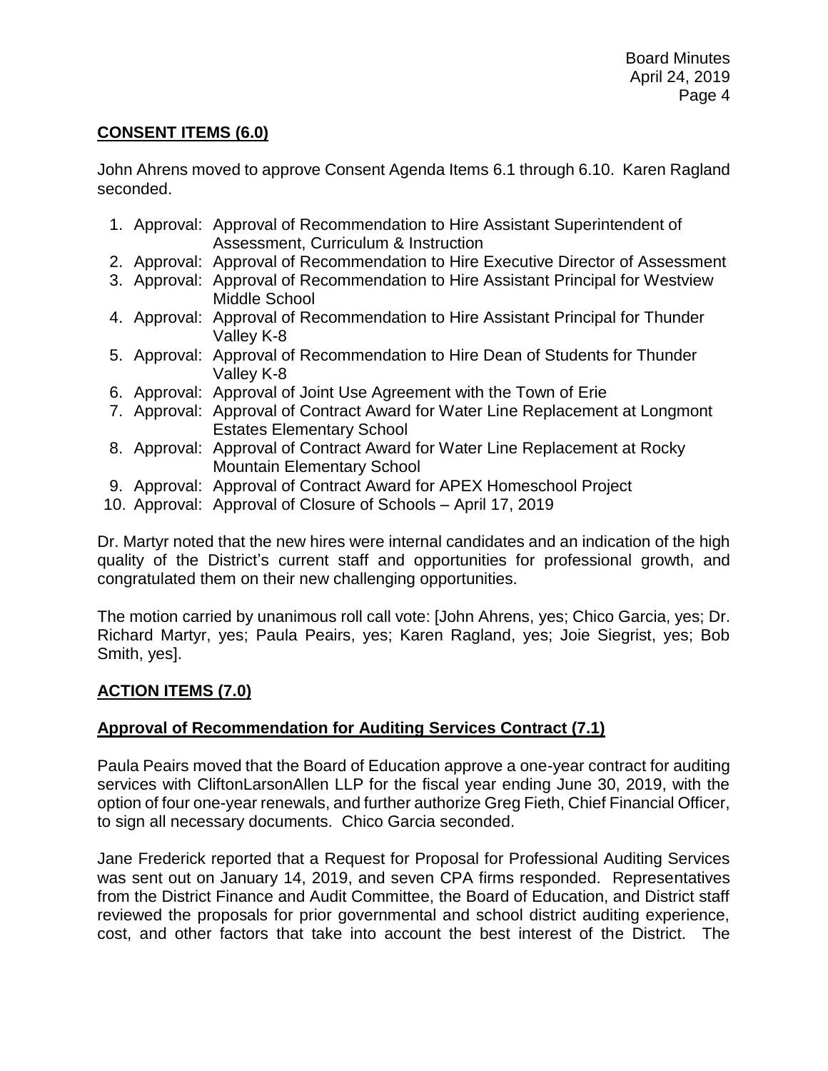## **CONSENT ITEMS (6.0)**

John Ahrens moved to approve Consent Agenda Items 6.1 through 6.10. Karen Ragland seconded.

1. Approval: Approval of Recommendation to Hire Assistant Superintendent of Assessment, Curriculum & Instruction
2. Approval: Approval of Recommendation to Hire Executive Director of Assessment
3. Approval: Approval of Recommendation to Hire Assistant Principal for Westview Middle School
4. Approval: Approval of Recommendation to Hire Assistant Principal for Thunder Valley K-8
5. Approval: Approval of Recommendation to Hire Dean of Students for Thunder Valley K-8
6. Approval: Approval of Joint Use Agreement with the Town of Erie
7. Approval: Approval of Contract Award for Water Line Replacement at Longmont Estates Elementary School
8. Approval: Approval of Contract Award for Water Line Replacement at Rocky Mountain Elementary School
9. Approval: Approval of Contract Award for APEX Homeschool Project
10. Approval: Approval of Closure of Schools – April 17, 2019

Dr. Martyr noted that the new hires were internal candidates and an indication of the high quality of the District's current staff and opportunities for professional growth, and congratulated them on their new challenging opportunities.

The motion carried by unanimous roll call vote: [John Ahrens, yes; Chico Garcia, yes; Dr. Richard Martyr, yes; Paula Peairs, yes; Karen Ragland, yes; Joie Siegrist, yes; Bob Smith, yes].

## **ACTION ITEMS (7.0)**

### **Approval of Recommendation for Auditing Services Contract (7.1)**

Paula Peairs moved that the Board of Education approve a one-year contract for auditing services with CliftonLarsonAllen LLP for the fiscal year ending June 30, 2019, with the option of four one-year renewals, and further authorize Greg Fieth, Chief Financial Officer, to sign all necessary documents. Chico Garcia seconded.

Jane Frederick reported that a Request for Proposal for Professional Auditing Services was sent out on January 14, 2019, and seven CPA firms responded. Representatives from the District Finance and Audit Committee, the Board of Education, and District staff reviewed the proposals for prior governmental and school district auditing experience, cost, and other factors that take into account the best interest of the District. The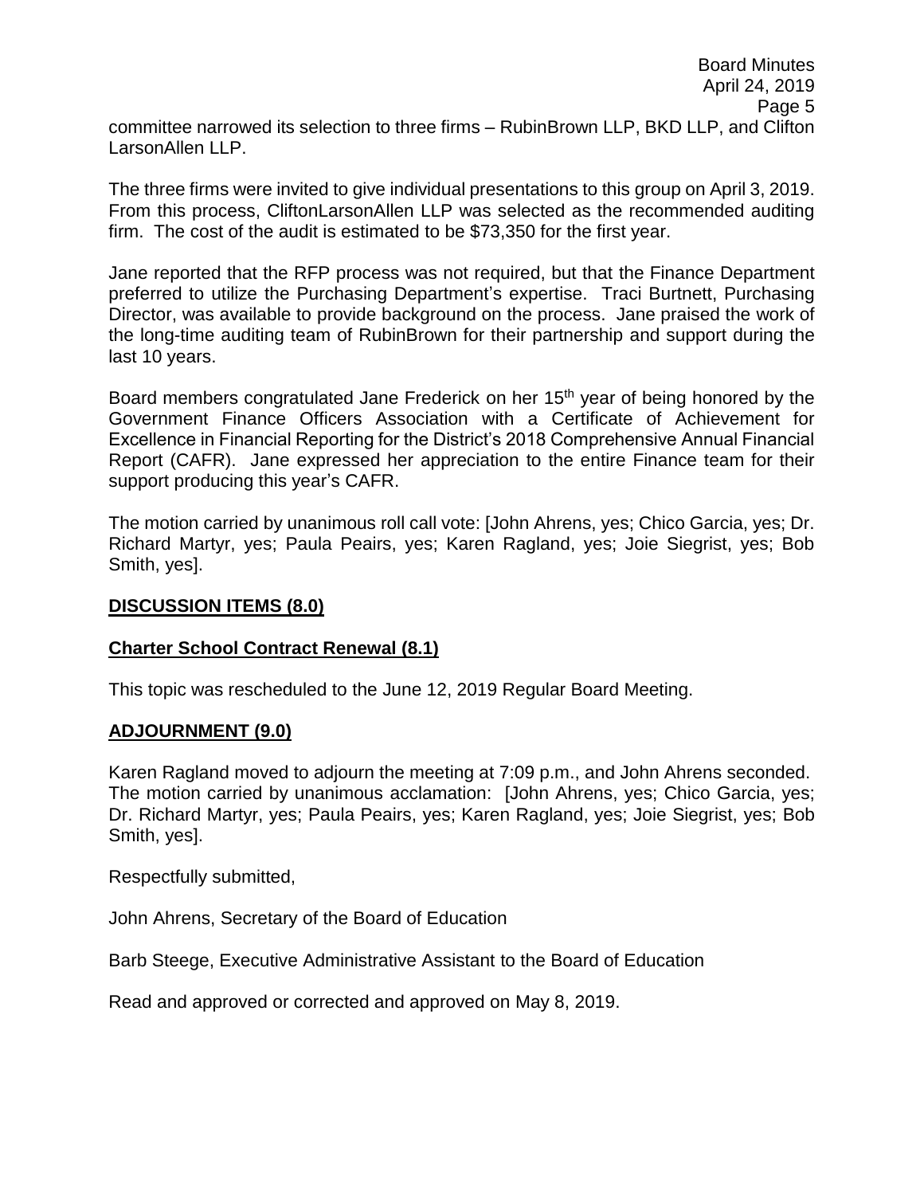committee narrowed its selection to three firms – RubinBrown LLP, BKD LLP, and Clifton LarsonAllen LLP.

The three firms were invited to give individual presentations to this group on April 3, 2019. From this process, CliftonLarsonAllen LLP was selected as the recommended auditing firm. The cost of the audit is estimated to be $73,350 for the first year.

Jane reported that the RFP process was not required, but that the Finance Department preferred to utilize the Purchasing Department's expertise. Traci Burtnett, Purchasing Director, was available to provide background on the process. Jane praised the work of the long-time auditing team of RubinBrown for their partnership and support during the last 10 years.

Board members congratulated Jane Frederick on her 15th year of being honored by the Government Finance Officers Association with a Certificate of Achievement for Excellence in Financial Reporting for the District's 2018 Comprehensive Annual Financial Report (CAFR). Jane expressed her appreciation to the entire Finance team for their support producing this year's CAFR.

The motion carried by unanimous roll call vote: [John Ahrens, yes; Chico Garcia, yes; Dr. Richard Martyr, yes; Paula Peairs, yes; Karen Ragland, yes; Joie Siegrist, yes; Bob Smith, yes].

## DISCUSSION ITEMS (8.0)

### Charter School Contract Renewal (8.1)

This topic was rescheduled to the June 12, 2019 Regular Board Meeting.

## ADJOURNMENT (9.0)

Karen Ragland moved to adjourn the meeting at 7:09 p.m., and John Ahrens seconded. The motion carried by unanimous acclamation: [John Ahrens, yes; Chico Garcia, yes; Dr. Richard Martyr, yes; Paula Peairs, yes; Karen Ragland, yes; Joie Siegrist, yes; Bob Smith, yes].

Respectfully submitted,

John Ahrens, Secretary of the Board of Education

Barb Steege, Executive Administrative Assistant to the Board of Education

Read and approved or corrected and approved on May 8, 2019.